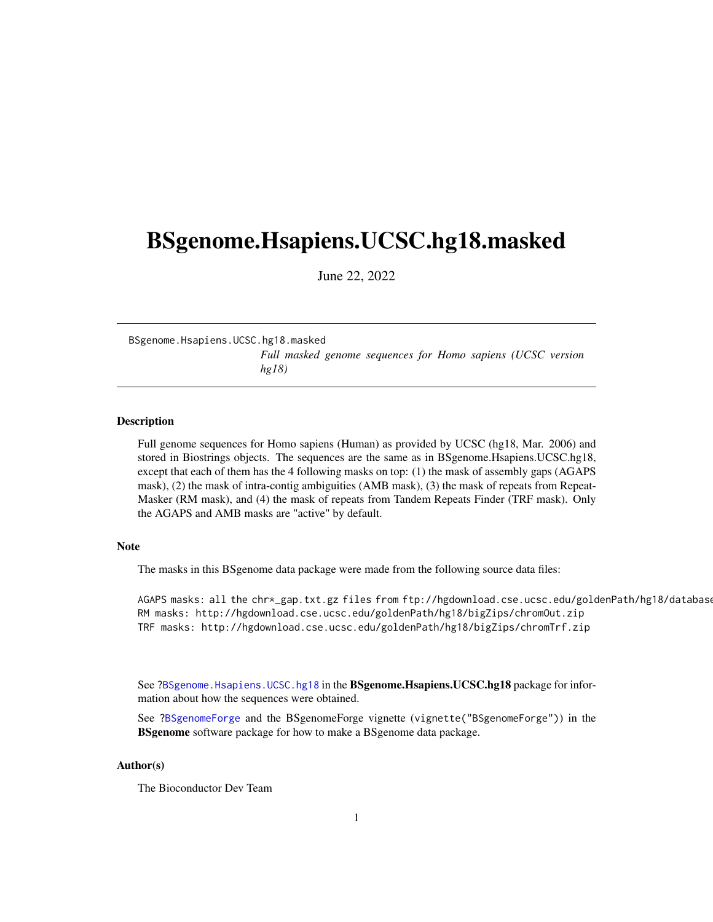# BSgenome.Hsapiens.UCSC.hg18.masked

June 22, 2022

BSgenome.Hsapiens.UCSC.hg18.masked

*Full masked genome sequences for Homo sapiens (UCSC version hg18)*

### Description

Full genome sequences for Homo sapiens (Human) as provided by UCSC (hg18, Mar. 2006) and stored in Biostrings objects. The sequences are the same as in BSgenome.Hsapiens.UCSC.hg18, except that each of them has the 4 following masks on top: (1) the mask of assembly gaps (AGAPS mask), (2) the mask of intra-contig ambiguities (AMB mask), (3) the mask of repeats from RepeatMasker (RM mask), and (4) the mask of repeats from Tandem Repeats Finder (TRF mask). Only the AGAPS and AMB masks are "active" by default.

### Note

The masks in this BSgenome data package were made from the following source data files:

```
AGAPS masks: all the chr*_gap.txt.gz files from ftp://hgdownload.cse.ucsc.edu/goldenPath/hg18/database
RM masks: http://hgdownload.cse.ucsc.edu/goldenPath/hg18/bigZips/chromOut.zip
TRF masks: http://hgdownload.cse.ucsc.edu/goldenPath/hg18/bigZips/chromTrf.zip
```

See ?`BSgenome.Hsapiens.UCSC.hg18` in the **BSgenome.Hsapiens.UCSC.hg18** package for information about how the sequences were obtained.

See ?`BSgenomeForge` and the BSgenomeForge vignette (`vignette("BSgenomeForge")`) in the **BSgenome** software package for how to make a BSgenome data package.

### Author(s)

The Bioconductor Dev Team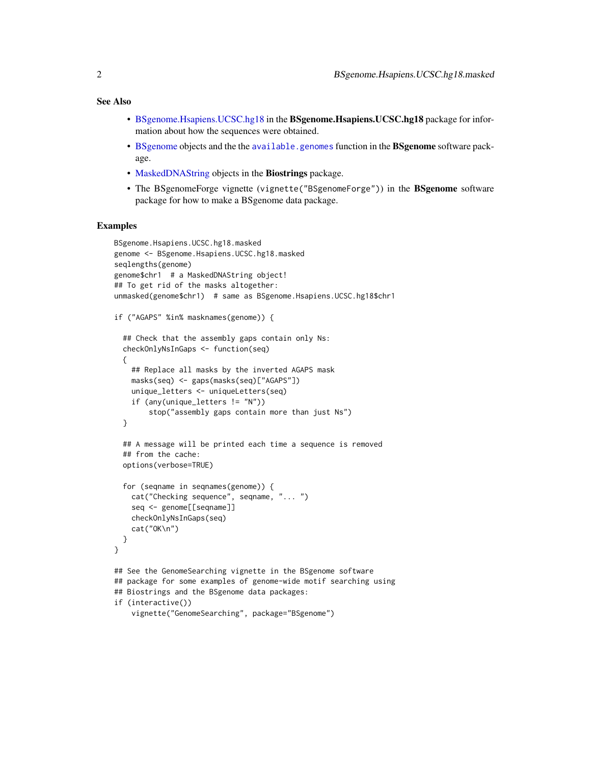## See Also

- BSgenome.Hsapiens.UCSC.hg18 in the **BSgenome.Hsapiens.UCSC.hg18** package for information about how the sequences were obtained.
- BSgenome objects and the the `available.genomes` function in the **BSgenome** software package.
- MaskedDNAString objects in the **Biostrings** package.
- The BSgenomeForge vignette (`vignette("BSgenomeForge")`) in the **BSgenome** software package for how to make a BSgenome data package.

## Examples

```
BSgenome.Hsapiens.UCSC.hg18.masked
genome <- BSgenome.Hsapiens.UCSC.hg18.masked
seqlengths(genome)
genome$chr1  # a MaskedDNAString object!
## To get rid of the masks altogether:
unmasked(genome$chr1)  # same as BSgenome.Hsapiens.UCSC.hg18$chr1

if ("AGAPS" %in% masknames(genome)) {

  ## Check that the assembly gaps contain only Ns:
  checkOnlyNsInGaps <- function(seq)
  {
    ## Replace all masks by the inverted AGAPS mask
    masks(seq) <- gaps(masks(seq)["AGAPS"])
    unique_letters <- uniqueLetters(seq)
    if (any(unique_letters != "N"))
        stop("assembly gaps contain more than just Ns")
  }

  ## A message will be printed each time a sequence is removed
  ## from the cache:
  options(verbose=TRUE)

  for (seqname in seqnames(genome)) {
    cat("Checking sequence", seqname, "... ")
    seq <- genome[[seqname]]
    checkOnlyNsInGaps(seq)
    cat("OK\n")
  }
}

## See the GenomeSearching vignette in the BSgenome software
## package for some examples of genome-wide motif searching using
## Biostrings and the BSgenome data packages:
if (interactive())
    vignette("GenomeSearching", package="BSgenome")
```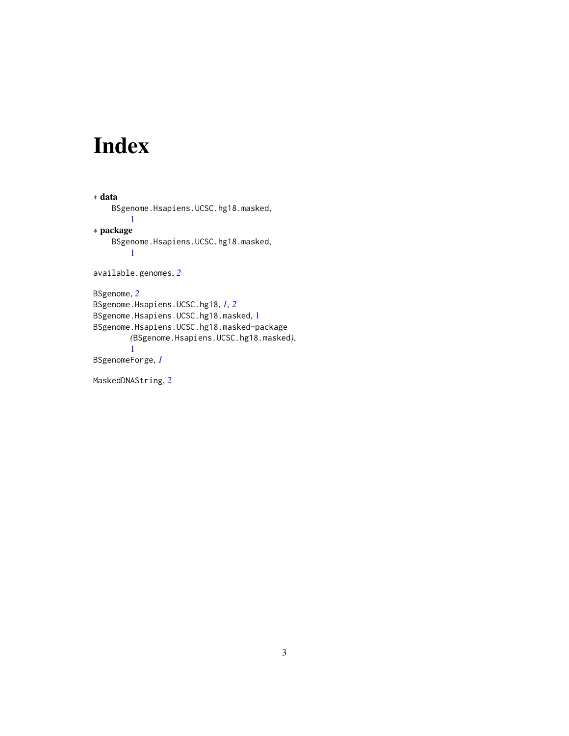# Index

∗ **data**
    BSgenome.Hsapiens.UCSC.hg18.masked, 1
∗ **package**
    BSgenome.Hsapiens.UCSC.hg18.masked, 1

available.genomes, *2*

BSgenome, *2*
BSgenome.Hsapiens.UCSC.hg18, *1, 2*
BSgenome.Hsapiens.UCSC.hg18.masked, 1
BSgenome.Hsapiens.UCSC.hg18.masked-package *(*BSgenome.Hsapiens.UCSC.hg18.masked*)*, 1
BSgenomeForge, *1*

MaskedDNAString, *2*